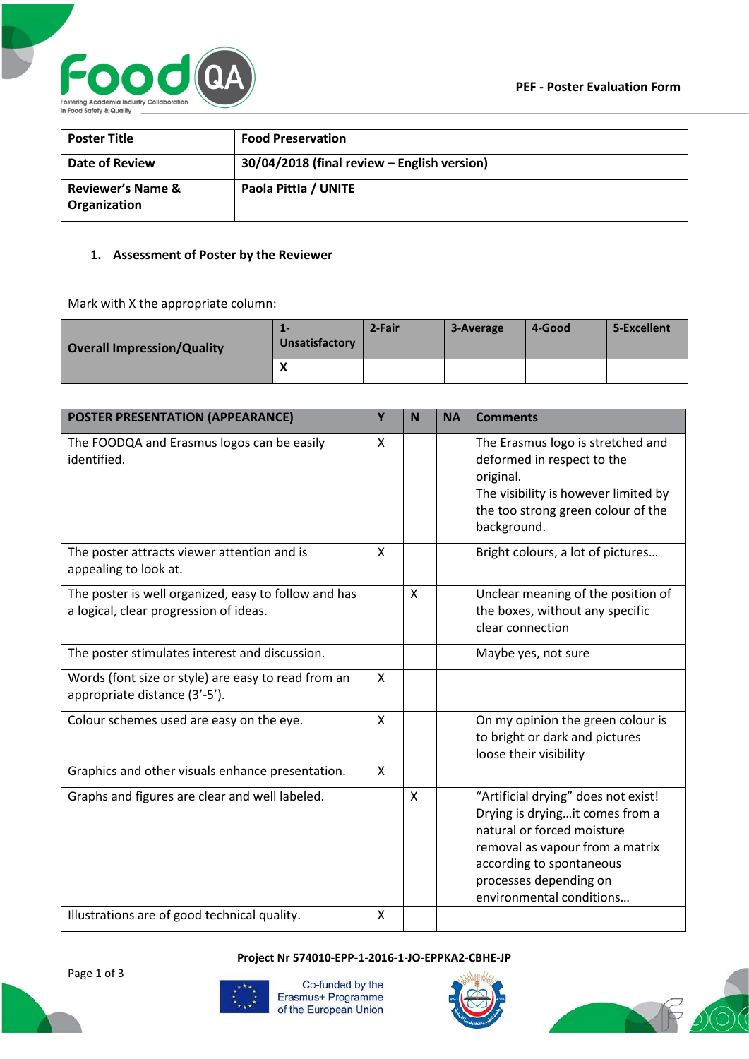**PEF - Poster Evaluation Form**

| Poster Title | Food Preservation |
| --- | --- |
| Date of Review | 30/04/2018 (final review – English version) |
| Reviewer's Name & Organization | Paola Pittla / UNITE |

## 1. Assessment of Poster by the Reviewer

Mark with X the appropriate column:

| Overall Impression/Quality | 1-Unsatisfactory | 2-Fair | 3-Average | 4-Good | 5-Excellent |
| --- | --- | --- | --- | --- | --- |
| | X | | | | |

| POSTER PRESENTATION (APPEARANCE) | Y | N | NA | Comments |
| --- | --- | --- | --- | --- |
| The FOODQA and Erasmus logos can be easily identified. | X | | | The Erasmus logo is stretched and deformed in respect to the original. The visibility is however limited by the too strong green colour of the background. |
| The poster attracts viewer attention and is appealing to look at. | X | | | Bright colours, a lot of pictures… |
| The poster is well organized, easy to follow and has a logical, clear progression of ideas. | | X | | Unclear meaning of the position of the boxes, without any specific clear connection |
| The poster stimulates interest and discussion. | | | | Maybe yes, not sure |
| Words (font size or style) are easy to read from an appropriate distance (3'-5'). | X | | | |
| Colour schemes used are easy on the eye. | X | | | On my opinion the green colour is to bright or dark and pictures loose their visibility |
| Graphics and other visuals enhance presentation. | X | | | |
| Graphs and figures are clear and well labeled. | | X | | "Artificial drying" does not exist! Drying is drying…it comes from a natural or forced moisture removal as vapour from a matrix according to spontaneous processes depending on environmental conditions… |
| Illustrations are of good technical quality. | X | | | |

**Project Nr 574010-EPP-1-2016-1-JO-EPPKA2-CBHE-JP**

Co-funded by the Erasmus+ Programme of the European Union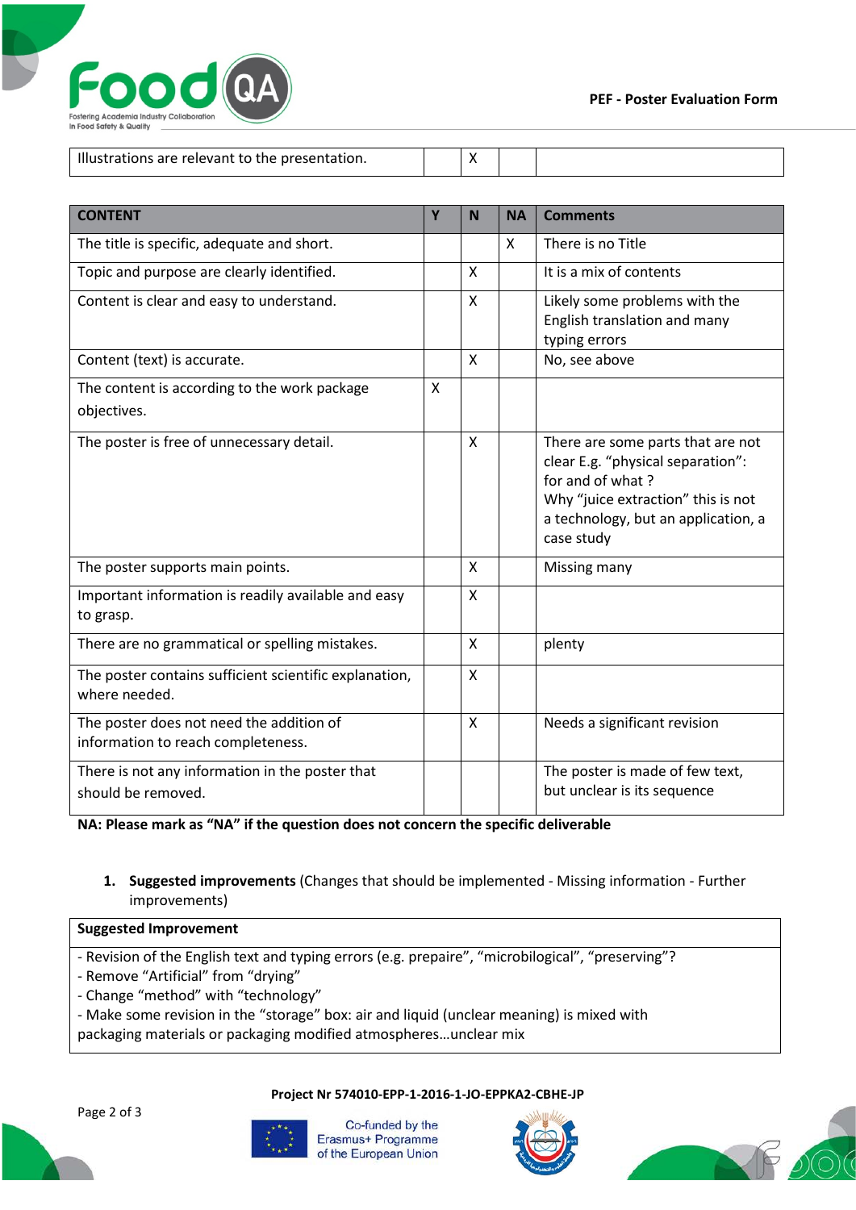| | | | | |
|---|---|---|---|---|
| Illustrations are relevant to the presentation. | | X | | |

| CONTENT | Y | N | NA | Comments |
|---|---|---|---|---|
| The title is specific, adequate and short. | | | X | There is no Title |
| Topic and purpose are clearly identified. | | X | | It is a mix of contents |
| Content is clear and easy to understand. | | X | | Likely some problems with the English translation and many typing errors |
| Content (text) is accurate. | | X | | No, see above |
| The content is according to the work package objectives. | X | | | |
| The poster is free of unnecessary detail. | | X | | There are some parts that are not clear E.g. "physical separation": for and of what ? Why "juice extraction" this is not a technology, but an application, a case study |
| The poster supports main points. | | X | | Missing many |
| Important information is readily available and easy to grasp. | | X | | |
| There are no grammatical or spelling mistakes. | | X | | plenty |
| The poster contains sufficient scientific explanation, where needed. | | X | | |
| The poster does not need the addition of information to reach completeness. | | X | | Needs a significant revision |
| There is not any information in the poster that should be removed. | | | | The poster is made of few text, but unclear is its sequence |

**NA: Please mark as "NA" if the question does not concern the specific deliverable**

1. **Suggested improvements** (Changes that should be implemented - Missing information - Further improvements)

| Suggested Improvement |
|---|
| - Revision of the English text and typing errors (e.g. prepaire", "microbilogical", "preserving"? <br> - Remove "Artificial" from "drying" <br> - Change "method" with "technology" <br> - Make some revision in the "storage" box: air and liquid (unclear meaning) is mixed with packaging materials or packaging modified atmospheres…unclear mix |

**Project Nr 574010-EPP-1-2016-1-JO-EPPKA2-CBHE-JP**

Co-funded by the Erasmus+ Programme of the European Union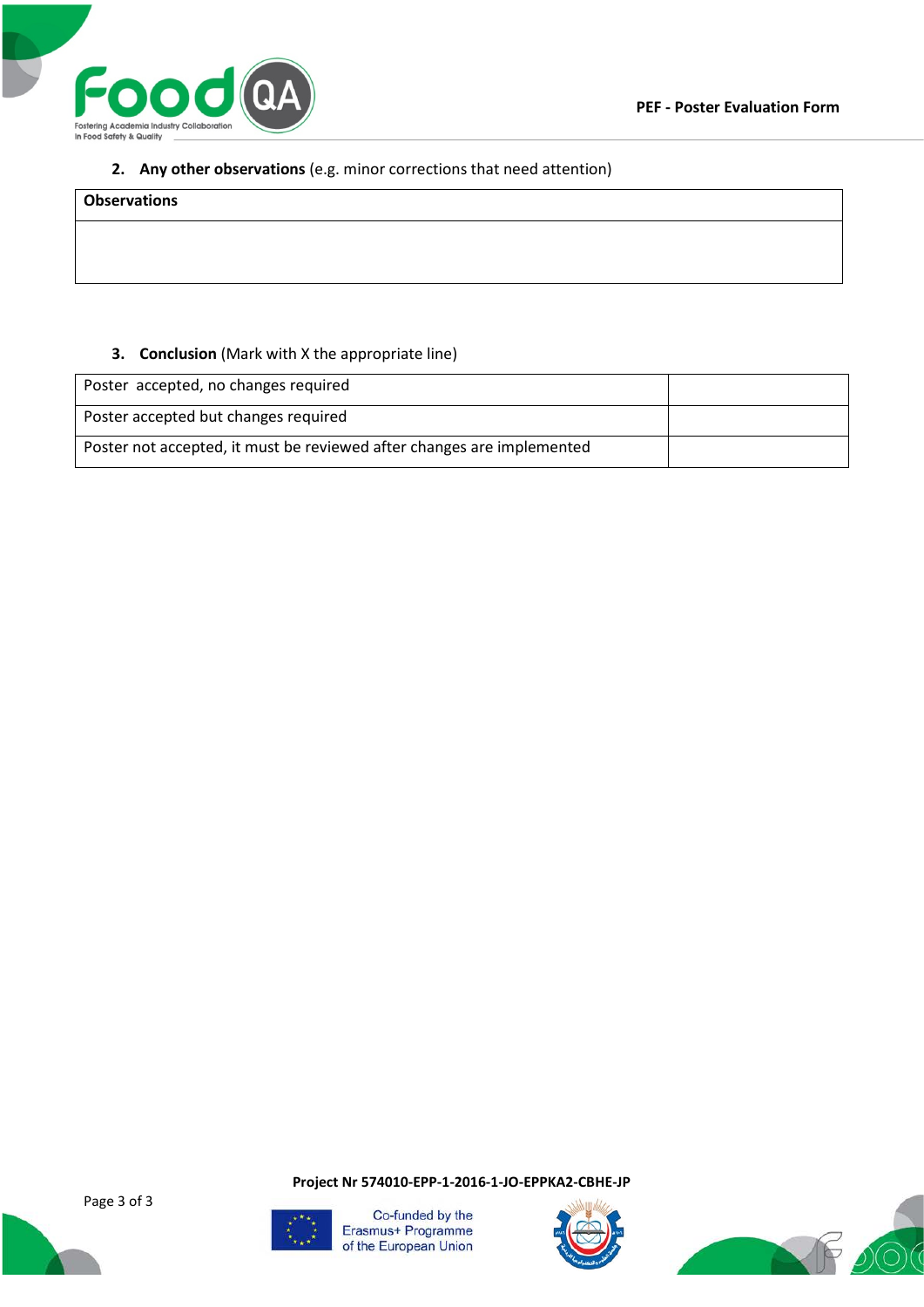**2. Any other observations** (e.g. minor corrections that need attention)

| **Observations** |
|---|
| |

**3. Conclusion** (Mark with X the appropriate line)

| | |
|---|---|
| Poster accepted, no changes required | |
| Poster accepted but changes required | |
| Poster not accepted, it must be reviewed after changes are implemented | |

**Project Nr 574010-EPP-1-2016-1-JO-EPPKA2-CBHE-JP**

Co-funded by the Erasmus+ Programme of the European Union